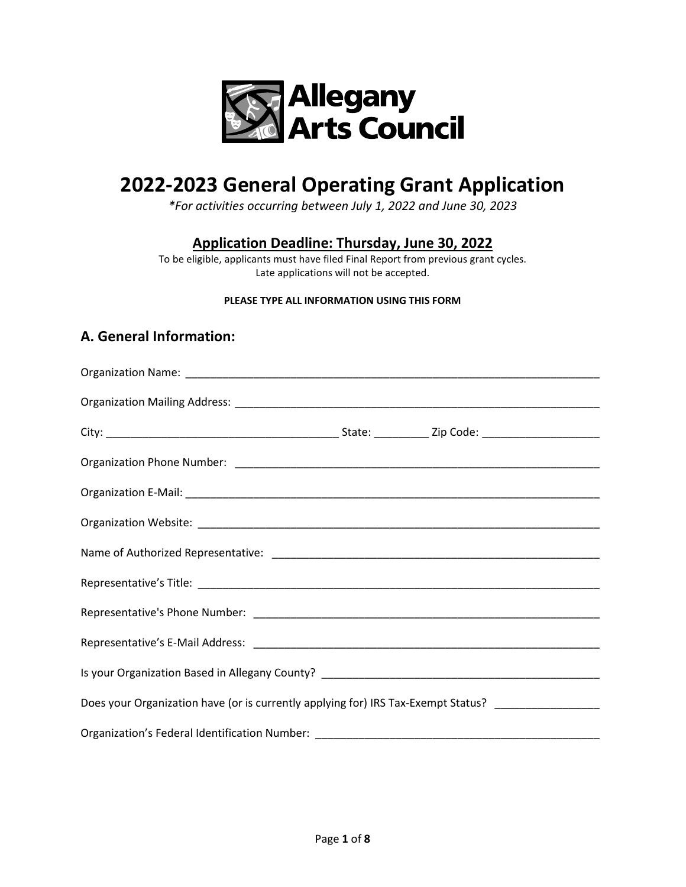Allegany Arts Council

# 2022-2023 General Operating Grant Application

*\*For activities occurring between July 1, 2022 and June 30, 2023*

## Application Deadline: Thursday, June 30, 2022

To be eligible, applicants must have filed Final Report from previous grant cycles.
Late applications will not be accepted.

**PLEASE TYPE ALL INFORMATION USING THIS FORM**

## A. General Information:

Organization Name: ______________________________________________________________________

Organization Mailing Address: _______________________________________________________________

City: _____________________________________ State: _________ Zip Code: ___________________

Organization Phone Number: _______________________________________________________________

Organization E-Mail: _____________________________________________________________________

Organization Website: ____________________________________________________________________

Name of Authorized Representative: ________________________________________________________

Representative's Title: ____________________________________________________________________

Representative's Phone Number: ____________________________________________________________

Representative's E-Mail Address: ___________________________________________________________

Is your Organization Based in Allegany County? _______________________________________________

Does your Organization have (or is currently applying for) IRS Tax-Exempt Status? _________________

Organization's Federal Identification Number: _________________________________________________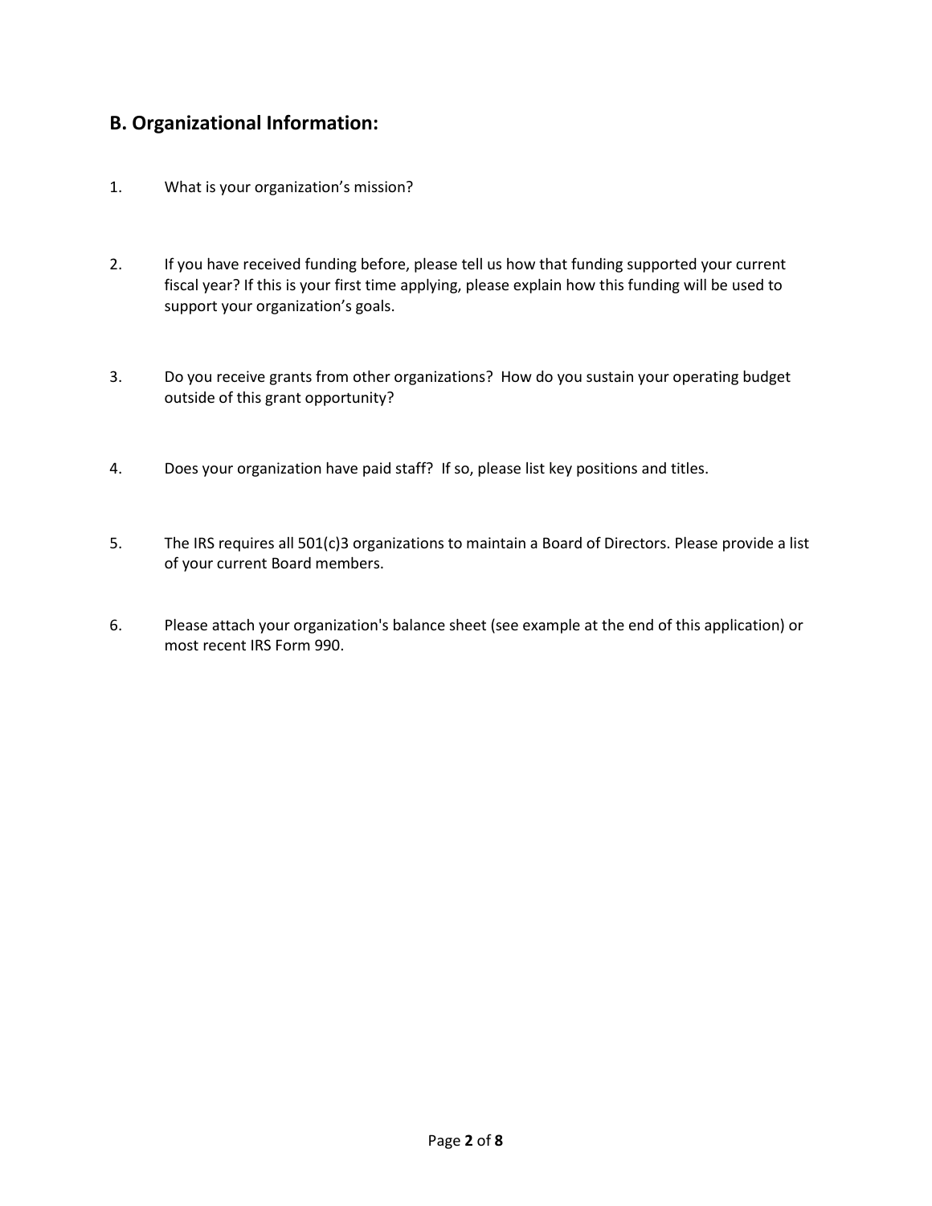## B. Organizational Information:

1. What is your organization's mission?

2. If you have received funding before, please tell us how that funding supported your current fiscal year? If this is your first time applying, please explain how this funding will be used to support your organization's goals.

3. Do you receive grants from other organizations? How do you sustain your operating budget outside of this grant opportunity?

4. Does your organization have paid staff? If so, please list key positions and titles.

5. The IRS requires all 501(c)3 organizations to maintain a Board of Directors. Please provide a list of your current Board members.

6. Please attach your organization's balance sheet (see example at the end of this application) or most recent IRS Form 990.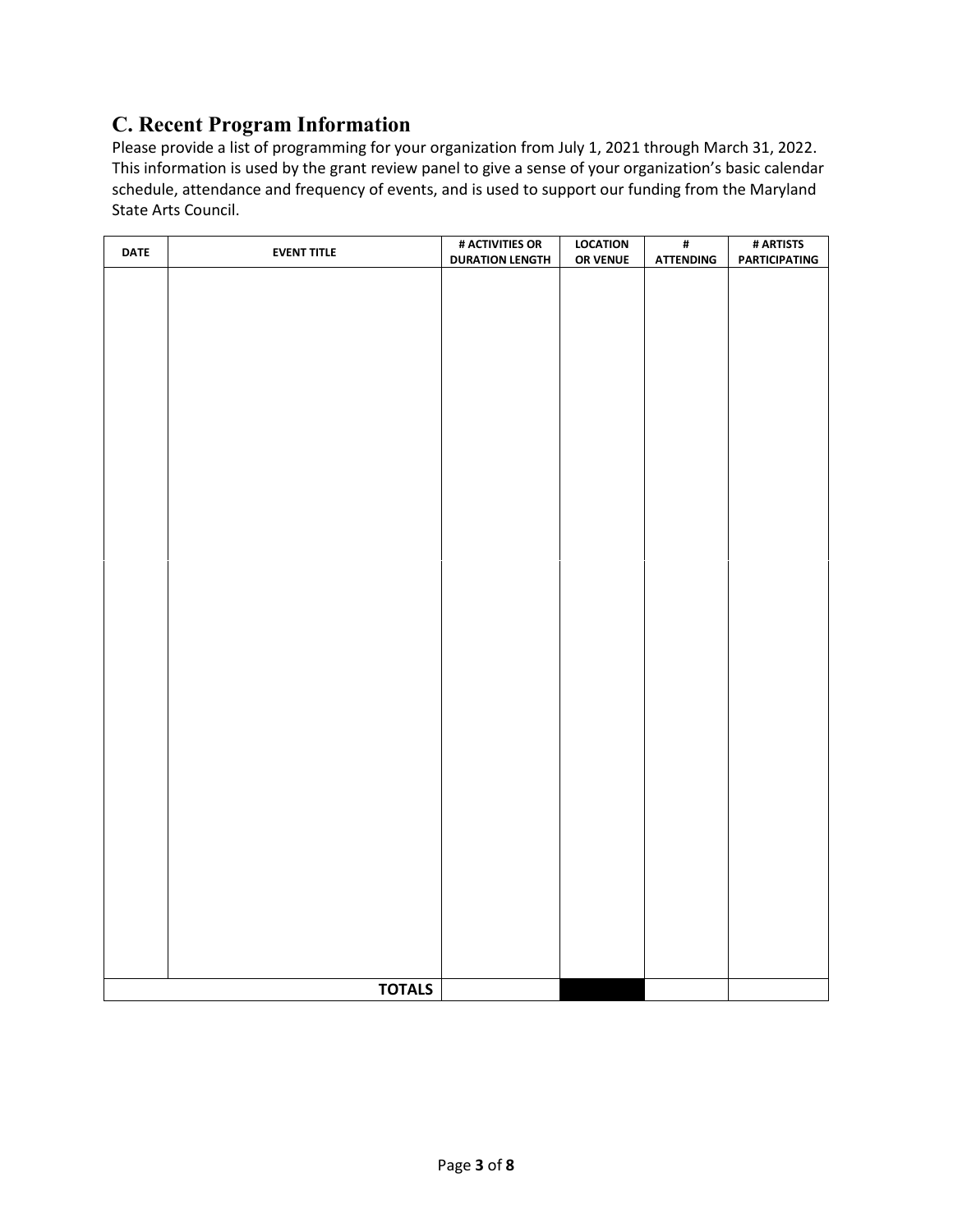## C. Recent Program Information

Please provide a list of programming for your organization from July 1, 2021 through March 31, 2022. This information is used by the grant review panel to give a sense of your organization's basic calendar schedule, attendance and frequency of events, and is used to support our funding from the Maryland State Arts Council.

| DATE | EVENT TITLE | # ACTIVITIES OR DURATION LENGTH | LOCATION OR VENUE | # ATTENDING | # ARTISTS PARTICIPATING |
|---|---|---|---|---|---|
| | | | | | |
| | **TOTALS** | | | | |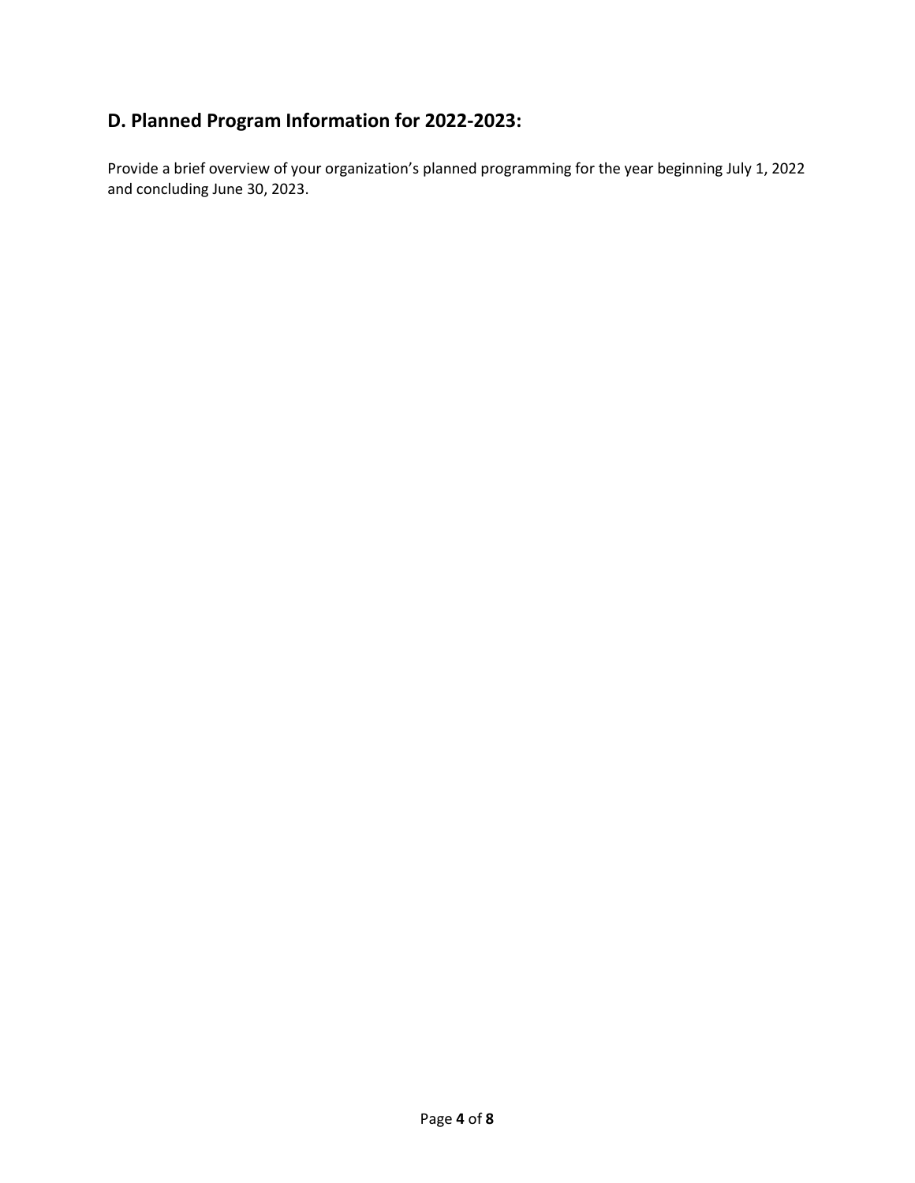## D. Planned Program Information for 2022-2023:

Provide a brief overview of your organization's planned programming for the year beginning July 1, 2022 and concluding June 30, 2023.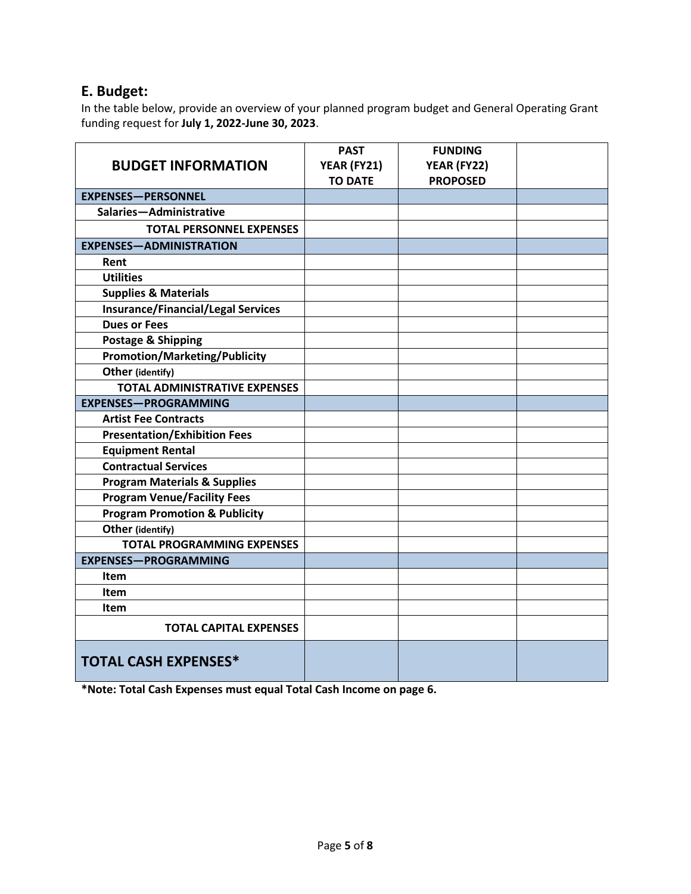## E. Budget:

In the table below, provide an overview of your planned program budget and General Operating Grant funding request for **July 1, 2022-June 30, 2023**.

| BUDGET INFORMATION | PAST YEAR (FY21) TO DATE | FUNDING YEAR (FY22) PROPOSED | |
|---|---|---|---|
| **EXPENSES—PERSONNEL** | | | |
| **Salaries—Administrative** | | | |
| **TOTAL PERSONNEL EXPENSES** | | | |
| **EXPENSES—ADMINISTRATION** | | | |
| **Rent** | | | |
| **Utilities** | | | |
| **Supplies & Materials** | | | |
| **Insurance/Financial/Legal Services** | | | |
| **Dues or Fees** | | | |
| **Postage & Shipping** | | | |
| **Promotion/Marketing/Publicity** | | | |
| **Other (identify)** | | | |
| **TOTAL ADMINISTRATIVE EXPENSES** | | | |
| **EXPENSES—PROGRAMMING** | | | |
| **Artist Fee Contracts** | | | |
| **Presentation/Exhibition Fees** | | | |
| **Equipment Rental** | | | |
| **Contractual Services** | | | |
| **Program Materials & Supplies** | | | |
| **Program Venue/Facility Fees** | | | |
| **Program Promotion & Publicity** | | | |
| **Other (identify)** | | | |
| **TOTAL PROGRAMMING EXPENSES** | | | |
| **EXPENSES—PROGRAMMING** | | | |
| **Item** | | | |
| **Item** | | | |
| **Item** | | | |
| **TOTAL CAPITAL EXPENSES** | | | |
| **TOTAL CASH EXPENSES*** | | | |

**\*Note: Total Cash Expenses must equal Total Cash Income on page 6.**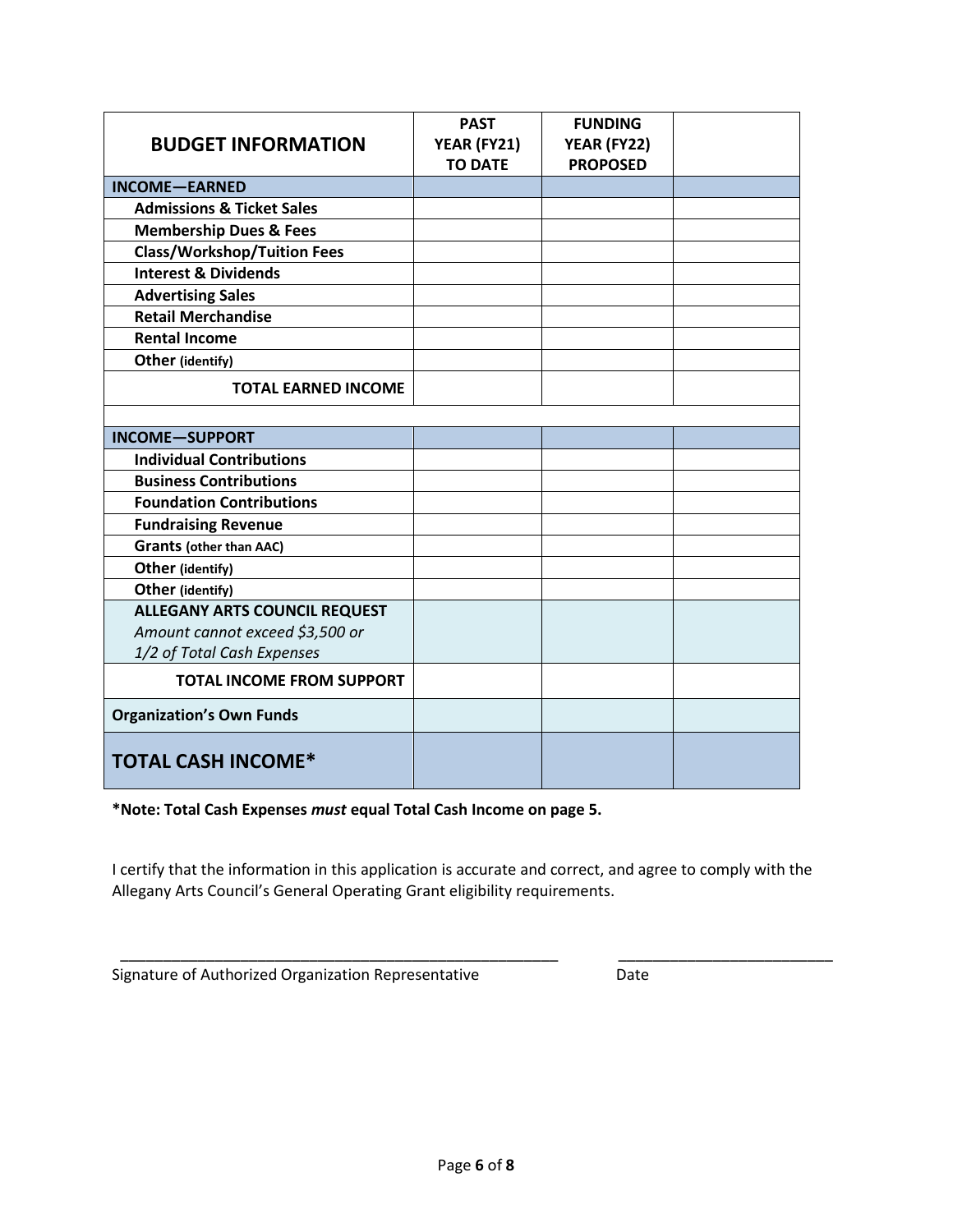| BUDGET INFORMATION | PAST YEAR (FY21) TO DATE | FUNDING YEAR (FY22) PROPOSED | |
|---|---|---|---|
| **INCOME—EARNED** | | | |
| **Admissions & Ticket Sales** | | | |
| **Membership Dues & Fees** | | | |
| **Class/Workshop/Tuition Fees** | | | |
| **Interest & Dividends** | | | |
| **Advertising Sales** | | | |
| **Retail Merchandise** | | | |
| **Rental Income** | | | |
| **Other** (identify) | | | |
| **TOTAL EARNED INCOME** | | | |
| | | | |
| **INCOME—SUPPORT** | | | |
| **Individual Contributions** | | | |
| **Business Contributions** | | | |
| **Foundation Contributions** | | | |
| **Fundraising Revenue** | | | |
| **Grants** (other than AAC) | | | |
| **Other** (identify) | | | |
| **Other** (identify) | | | |
| **ALLEGANY ARTS COUNCIL REQUEST** *Amount cannot exceed $3,500 or 1/2 of Total Cash Expenses* | | | |
| **TOTAL INCOME FROM SUPPORT** | | | |
| **Organization's Own Funds** | | | |
| **TOTAL CASH INCOME*** | | | |

**\*Note: Total Cash Expenses *must* equal Total Cash Income on page 5.**

I certify that the information in this application is accurate and correct, and agree to comply with the Allegany Arts Council's General Operating Grant eligibility requirements.

_______________________________________________________ &nbsp;&nbsp;&nbsp;&nbsp; ___________________________

Signature of Authorized Organization Representative &nbsp;&nbsp;&nbsp;&nbsp; Date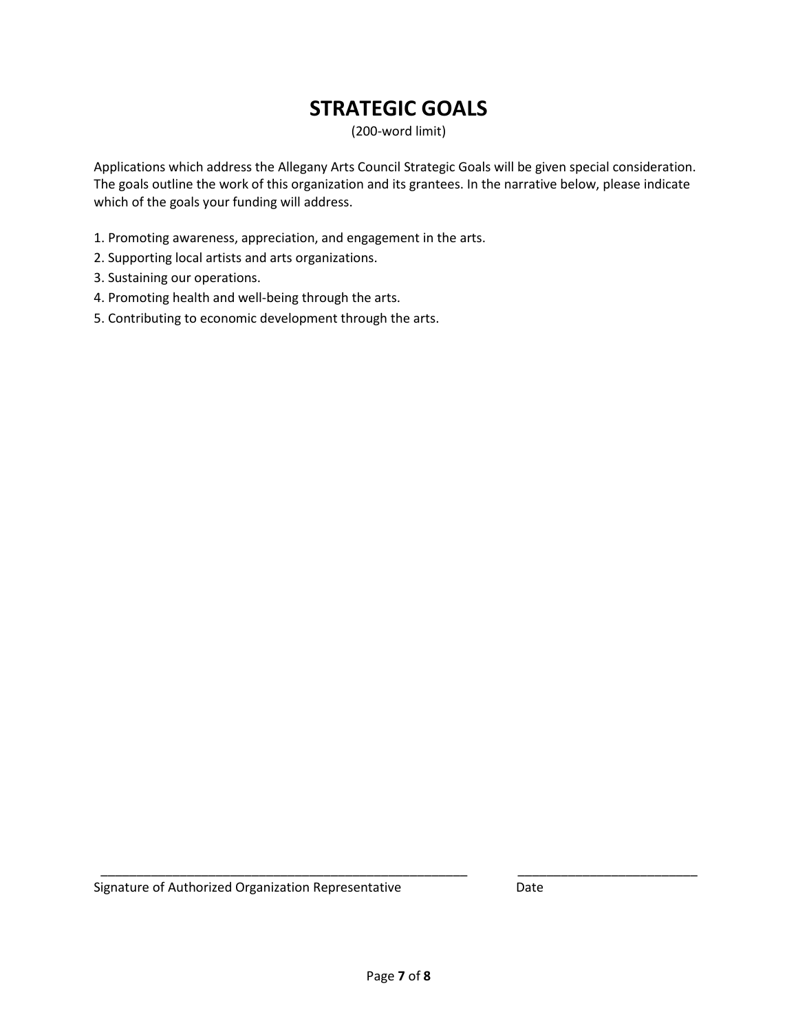# STRATEGIC GOALS

(200-word limit)

Applications which address the Allegany Arts Council Strategic Goals will be given special consideration. The goals outline the work of this organization and its grantees. In the narrative below, please indicate which of the goals your funding will address.

1. Promoting awareness, appreciation, and engagement in the arts.
2. Supporting local artists and arts organizations.
3. Sustaining our operations.
4. Promoting health and well-being through the arts.
5. Contributing to economic development through the arts.

_______________________________________________________ __________________________

Signature of Authorized Organization Representative Date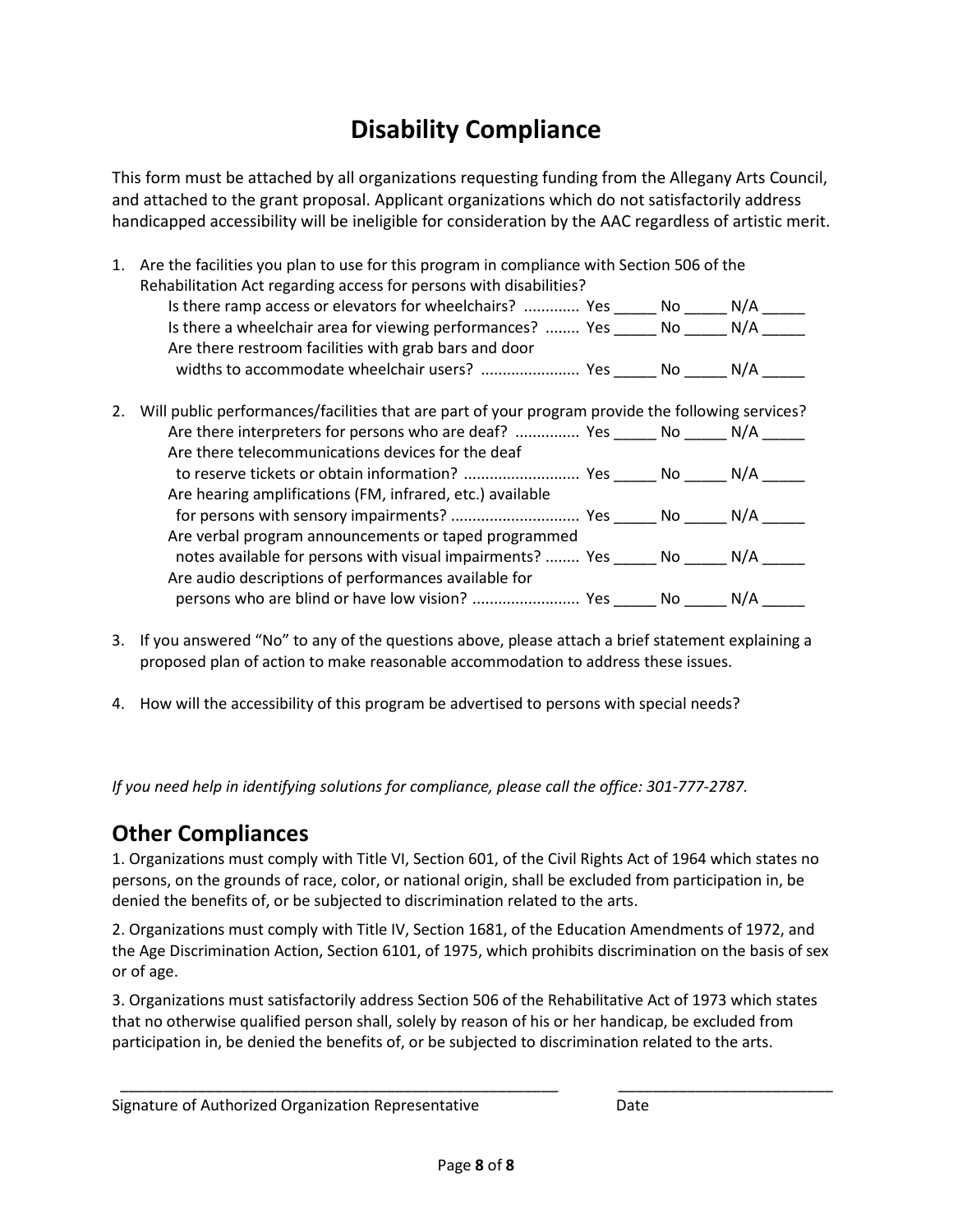# Disability Compliance

This form must be attached by all organizations requesting funding from the Allegany Arts Council, and attached to the grant proposal. Applicant organizations which do not satisfactorily address handicapped accessibility will be ineligible for consideration by the AAC regardless of artistic merit.

1. Are the facilities you plan to use for this program in compliance with Section 506 of the Rehabilitation Act regarding access for persons with disabilities?
   - Is there ramp access or elevators for wheelchairs? ............ Yes _____ No _____ N/A _____
   - Is there a wheelchair area for viewing performances? ........ Yes _____ No _____ N/A _____
   - Are there restroom facilities with grab bars and door widths to accommodate wheelchair users? ....................... Yes _____ No _____ N/A _____

2. Will public performances/facilities that are part of your program provide the following services?
   - Are there interpreters for persons who are deaf? ............... Yes _____ No _____ N/A _____
   - Are there telecommunications devices for the deaf to reserve tickets or obtain information? ........................... Yes _____ No _____ N/A _____
   - Are hearing amplifications (FM, infrared, etc.) available for persons with sensory impairments? .............................. Yes _____ No _____ N/A _____
   - Are verbal program announcements or taped programmed notes available for persons with visual impairments? ........ Yes _____ No _____ N/A _____
   - Are audio descriptions of performances available for persons who are blind or have low vision? ......................... Yes _____ No _____ N/A _____

3. If you answered "No" to any of the questions above, please attach a brief statement explaining a proposed plan of action to make reasonable accommodation to address these issues.

4. How will the accessibility of this program be advertised to persons with special needs?

*If you need help in identifying solutions for compliance, please call the office: 301-777-2787.*

## Other Compliances

1. Organizations must comply with Title VI, Section 601, of the Civil Rights Act of 1964 which states no persons, on the grounds of race, color, or national origin, shall be excluded from participation in, be denied the benefits of, or be subjected to discrimination related to the arts.

2. Organizations must comply with Title IV, Section 1681, of the Education Amendments of 1972, and the Age Discrimination Action, Section 6101, of 1975, which prohibits discrimination on the basis of sex or of age.

3. Organizations must satisfactorily address Section 506 of the Rehabilitative Act of 1973 which states that no otherwise qualified person shall, solely by reason of his or her handicap, be excluded from participation in, be denied the benefits of, or be subjected to discrimination related to the arts.

_______________________________________________________ __________________________

Signature of Authorized Organization Representative Date